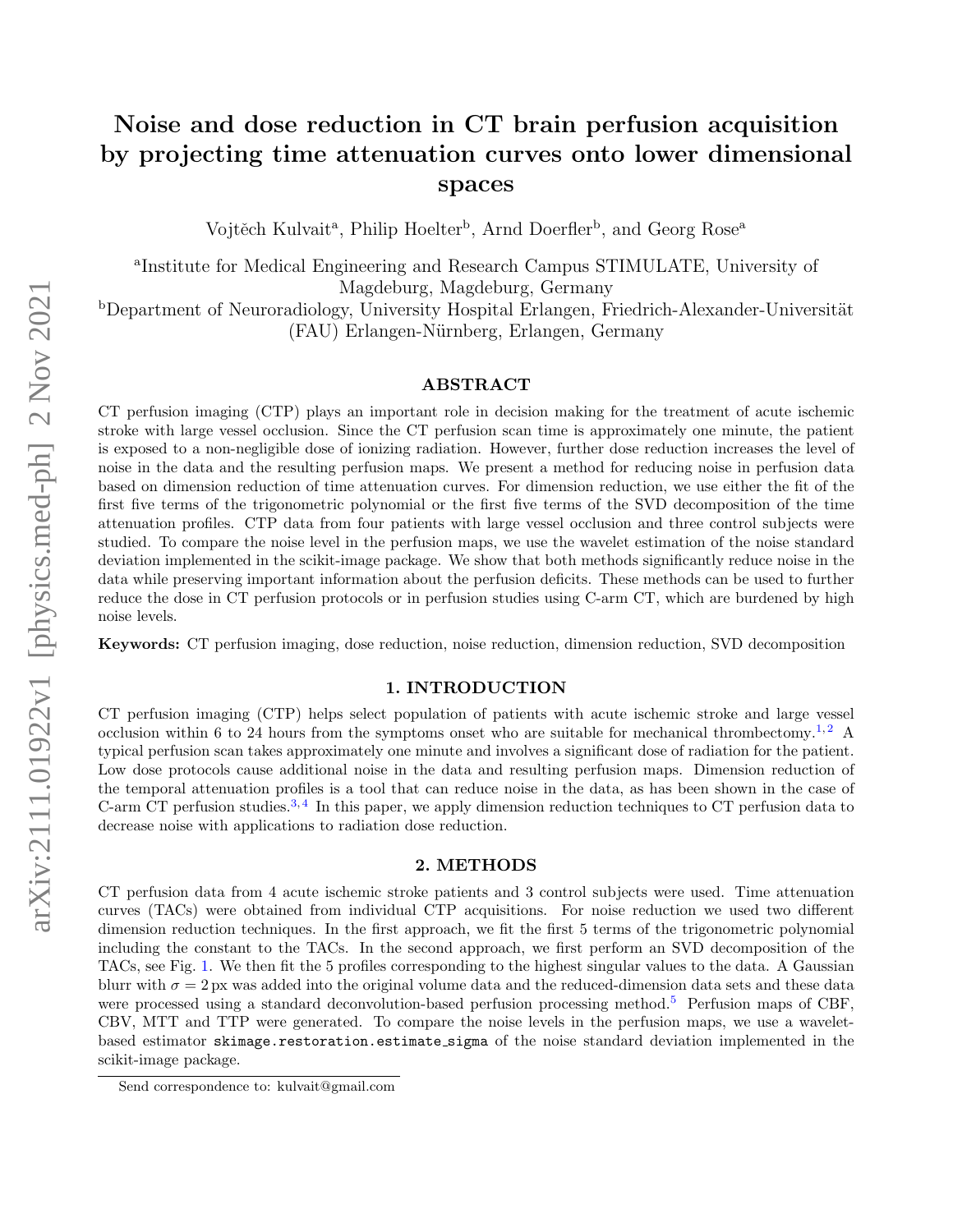# Noise and dose reduction in CT brain perfusion acquisition by projecting time attenuation curves onto lower dimensional spaces

Vojtěch Kulvait[a], Philip Hoelter[b], Arnd Doerfler[b], and Georg Rose[a]

[a]Institute for Medical Engineering and Research Campus STIMULATE, University of Magdeburg, Magdeburg, Germany

[b]Department of Neuroradiology, University Hospital Erlangen, Friedrich-Alexander-Universität (FAU) Erlangen-Nürnberg, Erlangen, Germany

## ABSTRACT

CT perfusion imaging (CTP) plays an important role in decision making for the treatment of acute ischemic stroke with large vessel occlusion. Since the CT perfusion scan time is approximately one minute, the patient is exposed to a non-negligible dose of ionizing radiation. However, further dose reduction increases the level of noise in the data and the resulting perfusion maps. We present a method for reducing noise in perfusion data based on dimension reduction of time attenuation curves. For dimension reduction, we use either the fit of the first five terms of the trigonometric polynomial or the first five terms of the SVD decomposition of the time attenuation profiles. CTP data from four patients with large vessel occlusion and three control subjects were studied. To compare the noise level in the perfusion maps, we use the wavelet estimation of the noise standard deviation implemented in the scikit-image package. We show that both methods significantly reduce noise in the data while preserving important information about the perfusion deficits. These methods can be used to further reduce the dose in CT perfusion protocols or in perfusion studies using C-arm CT, which are burdened by high noise levels.

**Keywords:** CT perfusion imaging, dose reduction, noise reduction, dimension reduction, SVD decomposition

## 1. INTRODUCTION

CT perfusion imaging (CTP) helps select population of patients with acute ischemic stroke and large vessel occlusion within 6 to 24 hours from the symptoms onset who are suitable for mechanical thrombectomy.[1,2] A typical perfusion scan takes approximately one minute and involves a significant dose of radiation for the patient. Low dose protocols cause additional noise in the data and resulting perfusion maps. Dimension reduction of the temporal attenuation profiles is a tool that can reduce noise in the data, as has been shown in the case of C-arm CT perfusion studies.[3,4] In this paper, we apply dimension reduction techniques to CT perfusion data to decrease noise with applications to radiation dose reduction.

## 2. METHODS

CT perfusion data from 4 acute ischemic stroke patients and 3 control subjects were used. Time attenuation curves (TACs) were obtained from individual CTP acquisitions. For noise reduction we used two different dimension reduction techniques. In the first approach, we fit the first 5 terms of the trigonometric polynomial including the constant to the TACs. In the second approach, we first perform an SVD decomposition of the TACs, see Fig. 1. We then fit the 5 profiles corresponding to the highest singular values to the data. A Gaussian blurr with $\sigma = 2\,\text{px}$ was added into the original volume data and the reduced-dimension data sets and these data were processed using a standard deconvolution-based perfusion processing method.[5] Perfusion maps of CBF, CBV, MTT and TTP were generated. To compare the noise levels in the perfusion maps, we use a wavelet-based estimator `skimage.restoration.estimate_sigma` of the noise standard deviation implemented in the scikit-image package.

Send correspondence to: kulvait@gmail.com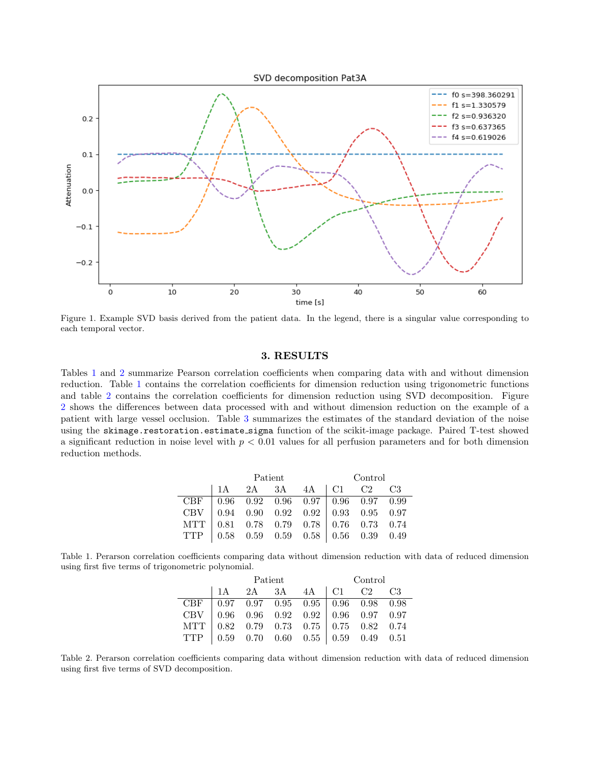Figure 1. Example SVD basis derived from the patient data. In the legend, there is a singular value corresponding to each temporal vector.

## 3. RESULTS

Tables 1 and 2 summarize Pearson correlation coefficients when comparing data with and without dimension reduction. Table 1 contains the correlation coefficients for dimension reduction using trigonometric functions and table 2 contains the correlation coefficients for dimension reduction using SVD decomposition. Figure 2 shows the differences between data processed with and without dimension reduction on the example of a patient with large vessel occlusion. Table 3 summarizes the estimates of the standard deviation of the noise using the `skimage.restoration.estimate_sigma` function of the scikit-image package. Paired T-test showed a significant reduction in noise level with $p < 0.01$ values for all perfusion parameters and for both dimension reduction methods.

| | Patient | | | | Control | | |
|---|---|---|---|---|---|---|---|
| | 1A | 2A | 3A | 4A | C1 | C2 | C3 |
| CBF | 0.96 | 0.92 | 0.96 | 0.97 | 0.96 | 0.97 | 0.99 |
| CBV | 0.94 | 0.90 | 0.92 | 0.92 | 0.93 | 0.95 | 0.97 |
| MTT | 0.81 | 0.78 | 0.79 | 0.78 | 0.76 | 0.73 | 0.74 |
| TTP | 0.58 | 0.59 | 0.59 | 0.58 | 0.56 | 0.39 | 0.49 |

Table 1. Perarson correlation coefficients comparing data without dimension reduction with data of reduced dimension using first five terms of trigonometric polynomial.

| | Patient | | | | Control | | |
|---|---|---|---|---|---|---|---|
| | 1A | 2A | 3A | 4A | C1 | C2 | C3 |
| CBF | 0.97 | 0.97 | 0.95 | 0.95 | 0.96 | 0.98 | 0.98 |
| CBV | 0.96 | 0.96 | 0.92 | 0.92 | 0.96 | 0.97 | 0.97 |
| MTT | 0.82 | 0.79 | 0.73 | 0.75 | 0.75 | 0.82 | 0.74 |
| TTP | 0.59 | 0.70 | 0.60 | 0.55 | 0.59 | 0.49 | 0.51 |

Table 2. Perarson correlation coefficients comparing data without dimension reduction with data of reduced dimension using first five terms of SVD decomposition.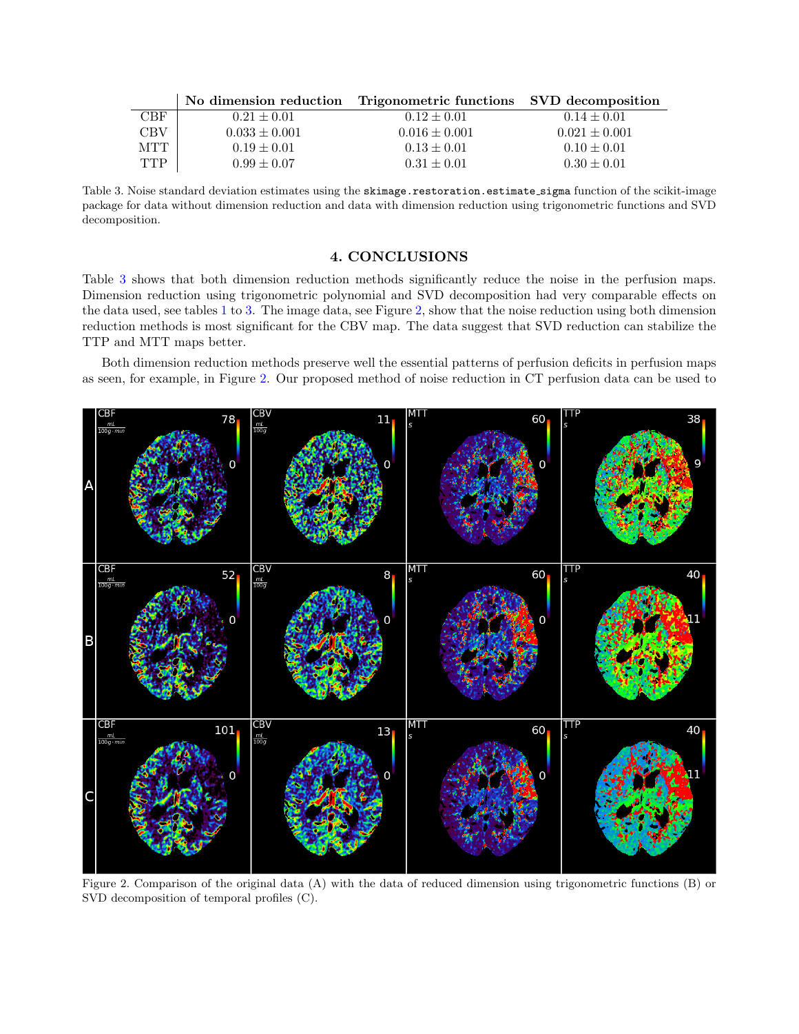|  | No dimension reduction | Trigonometric functions | SVD decomposition |
|---|---|---|---|
| CBF | $0.21 \pm 0.01$ | $0.12 \pm 0.01$ | $0.14 \pm 0.01$ |
| CBV | $0.033 \pm 0.001$ | $0.016 \pm 0.001$ | $0.021 \pm 0.001$ |
| MTT | $0.19 \pm 0.01$ | $0.13 \pm 0.01$ | $0.10 \pm 0.01$ |
| TTP | $0.99 \pm 0.07$ | $0.31 \pm 0.01$ | $0.30 \pm 0.01$ |

Table 3. Noise standard deviation estimates using the `skimage.restoration.estimate_sigma` function of the scikit-image package for data without dimension reduction and data with dimension reduction using trigonometric functions and SVD decomposition.

## 4. CONCLUSIONS

Table 3 shows that both dimension reduction methods significantly reduce the noise in the perfusion maps. Dimension reduction using trigonometric polynomial and SVD decomposition had very comparable effects on the data used, see tables 1 to 3. The image data, see Figure 2, show that the noise reduction using both dimension reduction methods is most significant for the CBV map. The data suggest that SVD reduction can stabilize the TTP and MTT maps better.

Both dimension reduction methods preserve well the essential patterns of perfusion deficits in perfusion maps as seen, for example, in Figure 2. Our proposed method of noise reduction in CT perfusion data can be used to

Figure 2. Comparison of the original data (A) with the data of reduced dimension using trigonometric functions (B) or SVD decomposition of temporal profiles (C).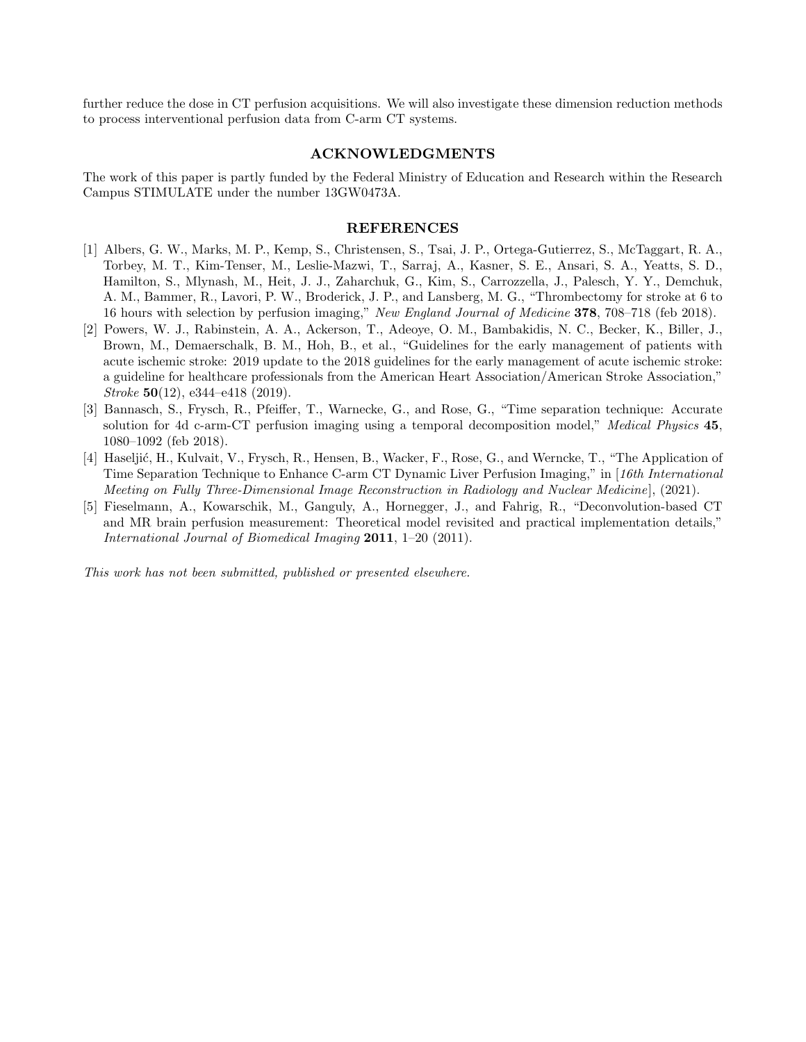further reduce the dose in CT perfusion acquisitions. We will also investigate these dimension reduction methods to process interventional perfusion data from C-arm CT systems.

## ACKNOWLEDGMENTS

The work of this paper is partly funded by the Federal Ministry of Education and Research within the Research Campus STIMULATE under the number 13GW0473A.

## REFERENCES

[1] Albers, G. W., Marks, M. P., Kemp, S., Christensen, S., Tsai, J. P., Ortega-Gutierrez, S., McTaggart, R. A., Torbey, M. T., Kim-Tenser, M., Leslie-Mazwi, T., Sarraj, A., Kasner, S. E., Ansari, S. A., Yeatts, S. D., Hamilton, S., Mlynash, M., Heit, J. J., Zaharchuk, G., Kim, S., Carrozzella, J., Palesch, Y. Y., Demchuk, A. M., Bammer, R., Lavori, P. W., Broderick, J. P., and Lansberg, M. G., "Thrombectomy for stroke at 6 to 16 hours with selection by perfusion imaging," *New England Journal of Medicine* **378**, 708–718 (feb 2018).

[2] Powers, W. J., Rabinstein, A. A., Ackerson, T., Adeoye, O. M., Bambakidis, N. C., Becker, K., Biller, J., Brown, M., Demaerschalk, B. M., Hoh, B., et al., "Guidelines for the early management of patients with acute ischemic stroke: 2019 update to the 2018 guidelines for the early management of acute ischemic stroke: a guideline for healthcare professionals from the American Heart Association/American Stroke Association," *Stroke* **50**(12), e344–e418 (2019).

[3] Bannasch, S., Frysch, R., Pfeiffer, T., Warnecke, G., and Rose, G., "Time separation technique: Accurate solution for 4d c-arm-CT perfusion imaging using a temporal decomposition model," *Medical Physics* **45**, 1080–1092 (feb 2018).

[4] Haseljić, H., Kulvait, V., Frysch, R., Hensen, B., Wacker, F., Rose, G., and Werncke, T., "The Application of Time Separation Technique to Enhance C-arm CT Dynamic Liver Perfusion Imaging," in [*16th International Meeting on Fully Three-Dimensional Image Reconstruction in Radiology and Nuclear Medicine*], (2021).

[5] Fieselmann, A., Kowarschik, M., Ganguly, A., Hornegger, J., and Fahrig, R., "Deconvolution-based CT and MR brain perfusion measurement: Theoretical model revisited and practical implementation details," *International Journal of Biomedical Imaging* **2011**, 1–20 (2011).

*This work has not been submitted, published or presented elsewhere.*